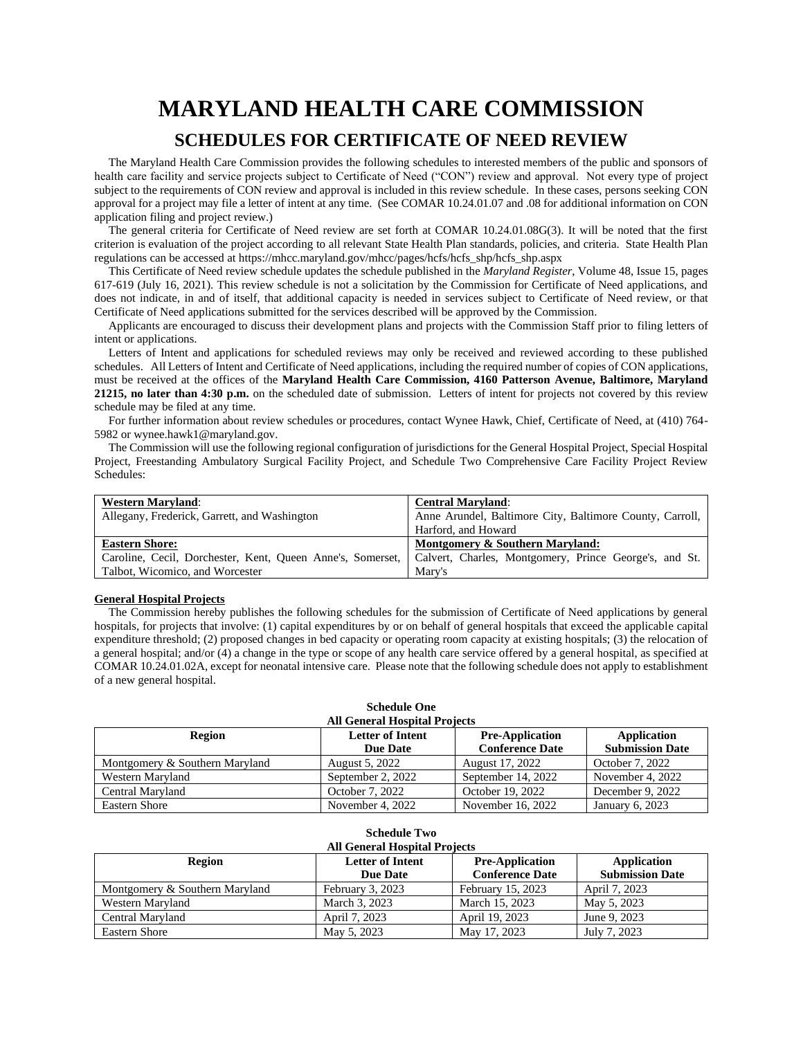# MARYLAND HEALTH CARE COMMISSION

## SCHEDULES FOR CERTIFICATE OF NEED REVIEW

The Maryland Health Care Commission provides the following schedules to interested members of the public and sponsors of health care facility and service projects subject to Certificate of Need ("CON") review and approval. Not every type of project subject to the requirements of CON review and approval is included in this review schedule. In these cases, persons seeking CON approval for a project may file a letter of intent at any time. (See COMAR 10.24.01.07 and .08 for additional information on CON application filing and project review.)

The general criteria for Certificate of Need review are set forth at COMAR 10.24.01.08G(3). It will be noted that the first criterion is evaluation of the project according to all relevant State Health Plan standards, policies, and criteria. State Health Plan regulations can be accessed at https://mhcc.maryland.gov/mhcc/pages/hcfs/hcfs_shp/hcfs_shp.aspx

This Certificate of Need review schedule updates the schedule published in the *Maryland Register*, Volume 48, Issue 15, pages 617-619 (July 16, 2021). This review schedule is not a solicitation by the Commission for Certificate of Need applications, and does not indicate, in and of itself, that additional capacity is needed in services subject to Certificate of Need review, or that Certificate of Need applications submitted for the services described will be approved by the Commission.

Applicants are encouraged to discuss their development plans and projects with the Commission Staff prior to filing letters of intent or applications.

Letters of Intent and applications for scheduled reviews may only be received and reviewed according to these published schedules. All Letters of Intent and Certificate of Need applications, including the required number of copies of CON applications, must be received at the offices of the **Maryland Health Care Commission, 4160 Patterson Avenue, Baltimore, Maryland 21215, no later than 4:30 p.m.** on the scheduled date of submission. Letters of intent for projects not covered by this review schedule may be filed at any time.

For further information about review schedules or procedures, contact Wynee Hawk, Chief, Certificate of Need, at (410) 764-5982 or wynee.hawk1@maryland.gov.

The Commission will use the following regional configuration of jurisdictions for the General Hospital Project, Special Hospital Project, Freestanding Ambulatory Surgical Facility Project, and Schedule Two Comprehensive Care Facility Project Review Schedules:

| **Western Maryland**: | **Central Maryland**: |
|---|---|
| Allegany, Frederick, Garrett, and Washington | Anne Arundel, Baltimore City, Baltimore County, Carroll, Harford, and Howard |
| **Eastern Shore:** | **Montgomery & Southern Maryland:** |
| Caroline, Cecil, Dorchester, Kent, Queen Anne's, Somerset, Talbot, Wicomico, and Worcester | Calvert, Charles, Montgomery, Prince George's, and St. Mary's |

**General Hospital Projects**

The Commission hereby publishes the following schedules for the submission of Certificate of Need applications by general hospitals, for projects that involve: (1) capital expenditures by or on behalf of general hospitals that exceed the applicable capital expenditure threshold; (2) proposed changes in bed capacity or operating room capacity at existing hospitals; (3) the relocation of a general hospital; and/or (4) a change in the type or scope of any health care service offered by a general hospital, as specified at COMAR 10.24.01.02A, except for neonatal intensive care. Please note that the following schedule does not apply to establishment of a new general hospital.

**Schedule One**
**All General Hospital Projects**

| Region | Letter of Intent Due Date | Pre-Application Conference Date | Application Submission Date |
|---|---|---|---|
| Montgomery & Southern Maryland | August 5, 2022 | August 17, 2022 | October 7, 2022 |
| Western Maryland | September 2, 2022 | September 14, 2022 | November 4, 2022 |
| Central Maryland | October 7, 2022 | October 19, 2022 | December 9, 2022 |
| Eastern Shore | November 4, 2022 | November 16, 2022 | January 6, 2023 |

**Schedule Two**
**All General Hospital Projects**

| Region | Letter of Intent Due Date | Pre-Application Conference Date | Application Submission Date |
|---|---|---|---|
| Montgomery & Southern Maryland | February 3, 2023 | February 15, 2023 | April 7, 2023 |
| Western Maryland | March 3, 2023 | March 15, 2023 | May 5, 2023 |
| Central Maryland | April 7, 2023 | April 19, 2023 | June 9, 2023 |
| Eastern Shore | May 5, 2023 | May 17, 2023 | July 7, 2023 |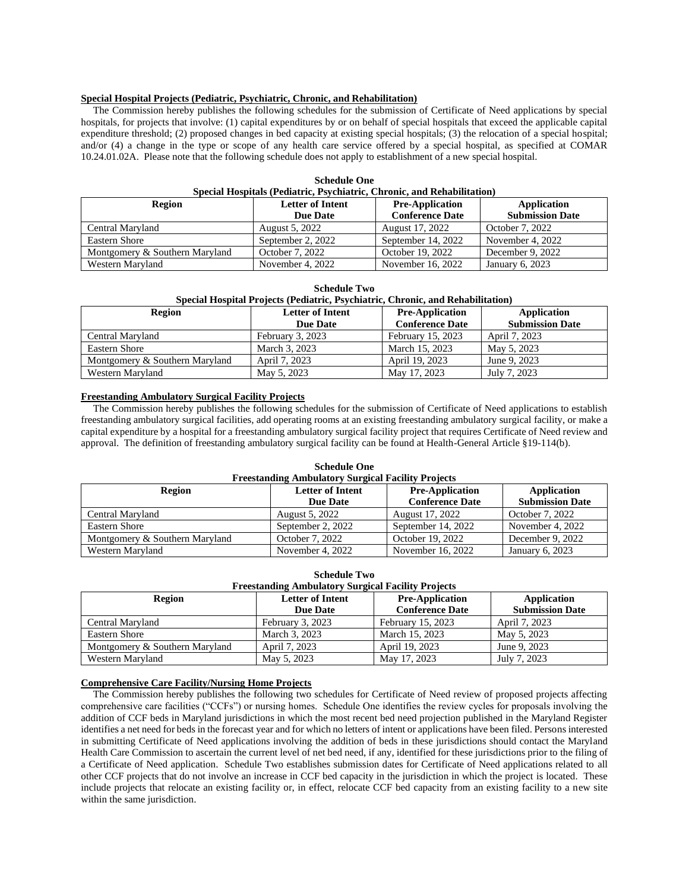**Special Hospital Projects (Pediatric, Psychiatric, Chronic, and Rehabilitation)**

The Commission hereby publishes the following schedules for the submission of Certificate of Need applications by special hospitals, for projects that involve: (1) capital expenditures by or on behalf of special hospitals that exceed the applicable capital expenditure threshold; (2) proposed changes in bed capacity at existing special hospitals; (3) the relocation of a special hospital; and/or (4) a change in the type or scope of any health care service offered by a special hospital, as specified at COMAR 10.24.01.02A. Please note that the following schedule does not apply to establishment of a new special hospital.

**Schedule One**
**Special Hospitals (Pediatric, Psychiatric, Chronic, and Rehabilitation)**

| Region | Letter of Intent Due Date | Pre-Application Conference Date | Application Submission Date |
|---|---|---|---|
| Central Maryland | August 5, 2022 | August 17, 2022 | October 7, 2022 |
| Eastern Shore | September 2, 2022 | September 14, 2022 | November 4, 2022 |
| Montgomery & Southern Maryland | October 7, 2022 | October 19, 2022 | December 9, 2022 |
| Western Maryland | November 4, 2022 | November 16, 2022 | January 6, 2023 |

**Schedule Two**
**Special Hospital Projects (Pediatric, Psychiatric, Chronic, and Rehabilitation)**

| Region | Letter of Intent Due Date | Pre-Application Conference Date | Application Submission Date |
|---|---|---|---|
| Central Maryland | February 3, 2023 | February 15, 2023 | April 7, 2023 |
| Eastern Shore | March 3, 2023 | March 15, 2023 | May 5, 2023 |
| Montgomery & Southern Maryland | April 7, 2023 | April 19, 2023 | June 9, 2023 |
| Western Maryland | May 5, 2023 | May 17, 2023 | July 7, 2023 |

**Freestanding Ambulatory Surgical Facility Projects**

The Commission hereby publishes the following schedules for the submission of Certificate of Need applications to establish freestanding ambulatory surgical facilities, add operating rooms at an existing freestanding ambulatory surgical facility, or make a capital expenditure by a hospital for a freestanding ambulatory surgical facility project that requires Certificate of Need review and approval. The definition of freestanding ambulatory surgical facility can be found at Health-General Article §19-114(b).

**Schedule One**
**Freestanding Ambulatory Surgical Facility Projects**

| Region | Letter of Intent Due Date | Pre-Application Conference Date | Application Submission Date |
|---|---|---|---|
| Central Maryland | August 5, 2022 | August 17, 2022 | October 7, 2022 |
| Eastern Shore | September 2, 2022 | September 14, 2022 | November 4, 2022 |
| Montgomery & Southern Maryland | October 7, 2022 | October 19, 2022 | December 9, 2022 |
| Western Maryland | November 4, 2022 | November 16, 2022 | January 6, 2023 |

**Schedule Two**
**Freestanding Ambulatory Surgical Facility Projects**

| Region | Letter of Intent Due Date | Pre-Application Conference Date | Application Submission Date |
|---|---|---|---|
| Central Maryland | February 3, 2023 | February 15, 2023 | April 7, 2023 |
| Eastern Shore | March 3, 2023 | March 15, 2023 | May 5, 2023 |
| Montgomery & Southern Maryland | April 7, 2023 | April 19, 2023 | June 9, 2023 |
| Western Maryland | May 5, 2023 | May 17, 2023 | July 7, 2023 |

**Comprehensive Care Facility/Nursing Home Projects**

The Commission hereby publishes the following two schedules for Certificate of Need review of proposed projects affecting comprehensive care facilities ("CCFs") or nursing homes. Schedule One identifies the review cycles for proposals involving the addition of CCF beds in Maryland jurisdictions in which the most recent bed need projection published in the Maryland Register identifies a net need for beds in the forecast year and for which no letters of intent or applications have been filed. Persons interested in submitting Certificate of Need applications involving the addition of beds in these jurisdictions should contact the Maryland Health Care Commission to ascertain the current level of net bed need, if any, identified for these jurisdictions prior to the filing of a Certificate of Need application. Schedule Two establishes submission dates for Certificate of Need applications related to all other CCF projects that do not involve an increase in CCF bed capacity in the jurisdiction in which the project is located. These include projects that relocate an existing facility or, in effect, relocate CCF bed capacity from an existing facility to a new site within the same jurisdiction.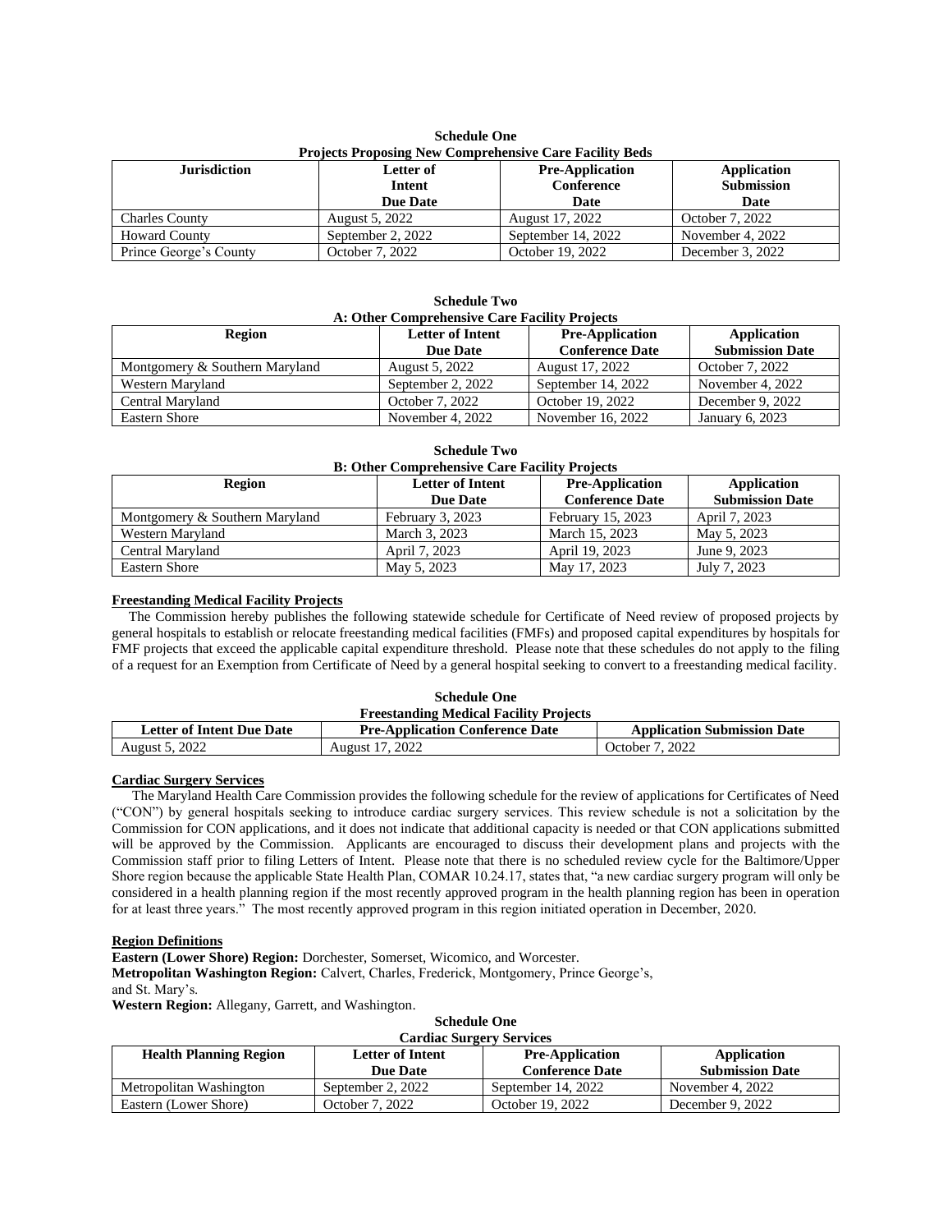**Schedule One**
**Projects Proposing New Comprehensive Care Facility Beds**

| Jurisdiction | Letter of Intent Due Date | Pre-Application Conference Date | Application Submission Date |
|---|---|---|---|
| Charles County | August 5, 2022 | August 17, 2022 | October 7, 2022 |
| Howard County | September 2, 2022 | September 14, 2022 | November 4, 2022 |
| Prince George's County | October 7, 2022 | October 19, 2022 | December 3, 2022 |

**Schedule Two**
**A: Other Comprehensive Care Facility Projects**

| Region | Letter of Intent Due Date | Pre-Application Conference Date | Application Submission Date |
|---|---|---|---|
| Montgomery & Southern Maryland | August 5, 2022 | August 17, 2022 | October 7, 2022 |
| Western Maryland | September 2, 2022 | September 14, 2022 | November 4, 2022 |
| Central Maryland | October 7, 2022 | October 19, 2022 | December 9, 2022 |
| Eastern Shore | November 4, 2022 | November 16, 2022 | January 6, 2023 |

**Schedule Two**
**B: Other Comprehensive Care Facility Projects**

| Region | Letter of Intent Due Date | Pre-Application Conference Date | Application Submission Date |
|---|---|---|---|
| Montgomery & Southern Maryland | February 3, 2023 | February 15, 2023 | April 7, 2023 |
| Western Maryland | March 3, 2023 | March 15, 2023 | May 5, 2023 |
| Central Maryland | April 7, 2023 | April 19, 2023 | June 9, 2023 |
| Eastern Shore | May 5, 2023 | May 17, 2023 | July 7, 2023 |

**Freestanding Medical Facility Projects**

The Commission hereby publishes the following statewide schedule for Certificate of Need review of proposed projects by general hospitals to establish or relocate freestanding medical facilities (FMFs) and proposed capital expenditures by hospitals for FMF projects that exceed the applicable capital expenditure threshold. Please note that these schedules do not apply to the filing of a request for an Exemption from Certificate of Need by a general hospital seeking to convert to a freestanding medical facility.

**Schedule One**
**Freestanding Medical Facility Projects**

| Letter of Intent Due Date | Pre-Application Conference Date | Application Submission Date |
|---|---|---|
| August 5, 2022 | August 17, 2022 | October 7, 2022 |

**Cardiac Surgery Services**

The Maryland Health Care Commission provides the following schedule for the review of applications for Certificates of Need ("CON") by general hospitals seeking to introduce cardiac surgery services. This review schedule is not a solicitation by the Commission for CON applications, and it does not indicate that additional capacity is needed or that CON applications submitted will be approved by the Commission. Applicants are encouraged to discuss their development plans and projects with the Commission staff prior to filing Letters of Intent. Please note that there is no scheduled review cycle for the Baltimore/Upper Shore region because the applicable State Health Plan, COMAR 10.24.17, states that, "a new cardiac surgery program will only be considered in a health planning region if the most recently approved program in the health planning region has been in operation for at least three years." The most recently approved program in this region initiated operation in December, 2020.

**Region Definitions**

**Eastern (Lower Shore) Region:** Dorchester, Somerset, Wicomico, and Worcester.
**Metropolitan Washington Region:** Calvert, Charles, Frederick, Montgomery, Prince George's, and St. Mary's.
**Western Region:** Allegany, Garrett, and Washington.

**Schedule One**
**Cardiac Surgery Services**

| Health Planning Region | Letter of Intent Due Date | Pre-Application Conference Date | Application Submission Date |
|---|---|---|---|
| Metropolitan Washington | September 2, 2022 | September 14, 2022 | November 4, 2022 |
| Eastern (Lower Shore) | October 7, 2022 | October 19, 2022 | December 9, 2022 |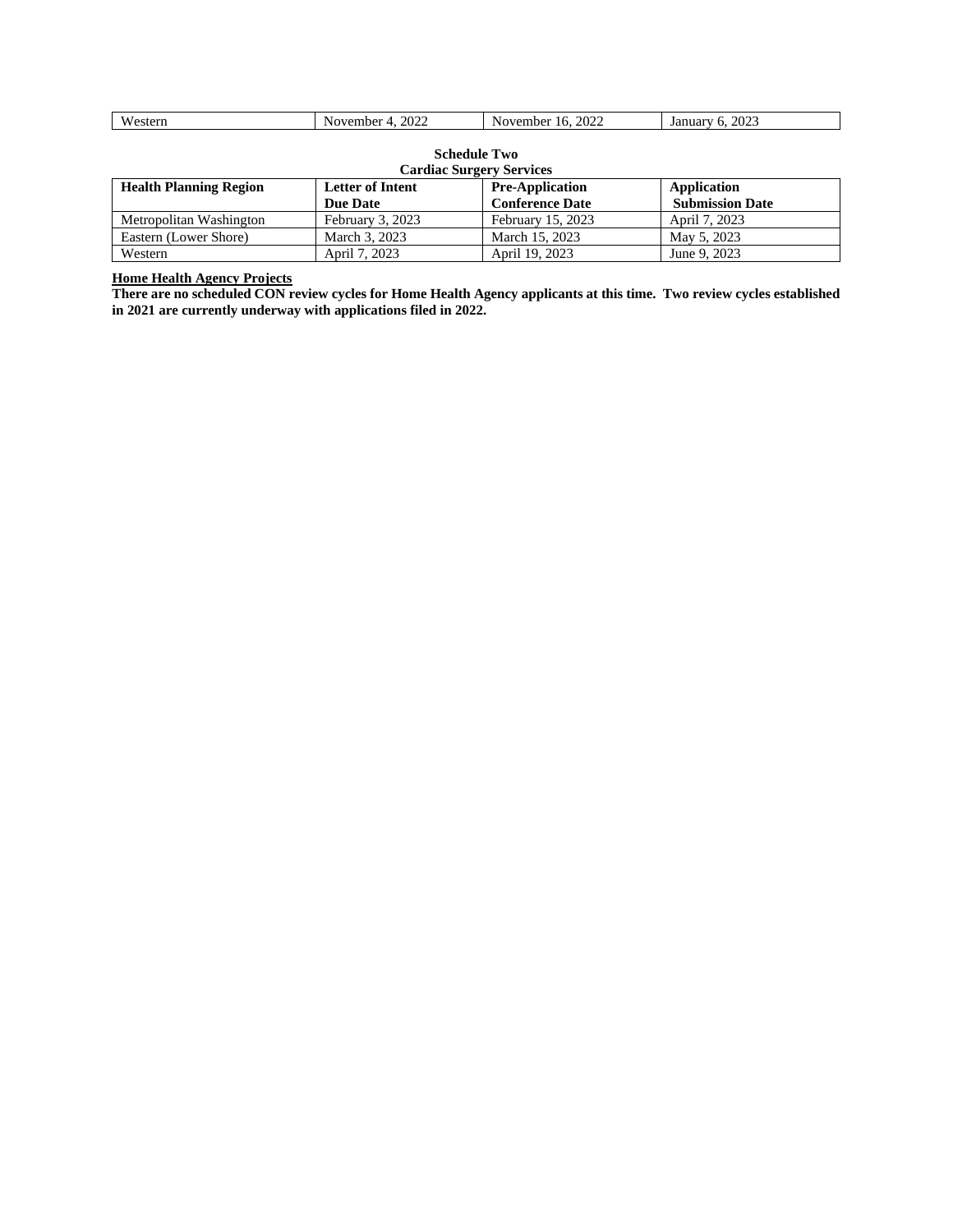| | | | |
|---|---|---|---|
| Western | November 4, 2022 | November 16, 2022 | January 6, 2023 |

**Schedule Two**
**Cardiac Surgery Services**

| Health Planning Region | Letter of Intent Due Date | Pre-Application Conference Date | Application Submission Date |
|---|---|---|---|
| Metropolitan Washington | February 3, 2023 | February 15, 2023 | April 7, 2023 |
| Eastern (Lower Shore) | March 3, 2023 | March 15, 2023 | May 5, 2023 |
| Western | April 7, 2023 | April 19, 2023 | June 9, 2023 |

**Home Health Agency Projects**

**There are no scheduled CON review cycles for Home Health Agency applicants at this time. Two review cycles established in 2021 are currently underway with applications filed in 2022.**